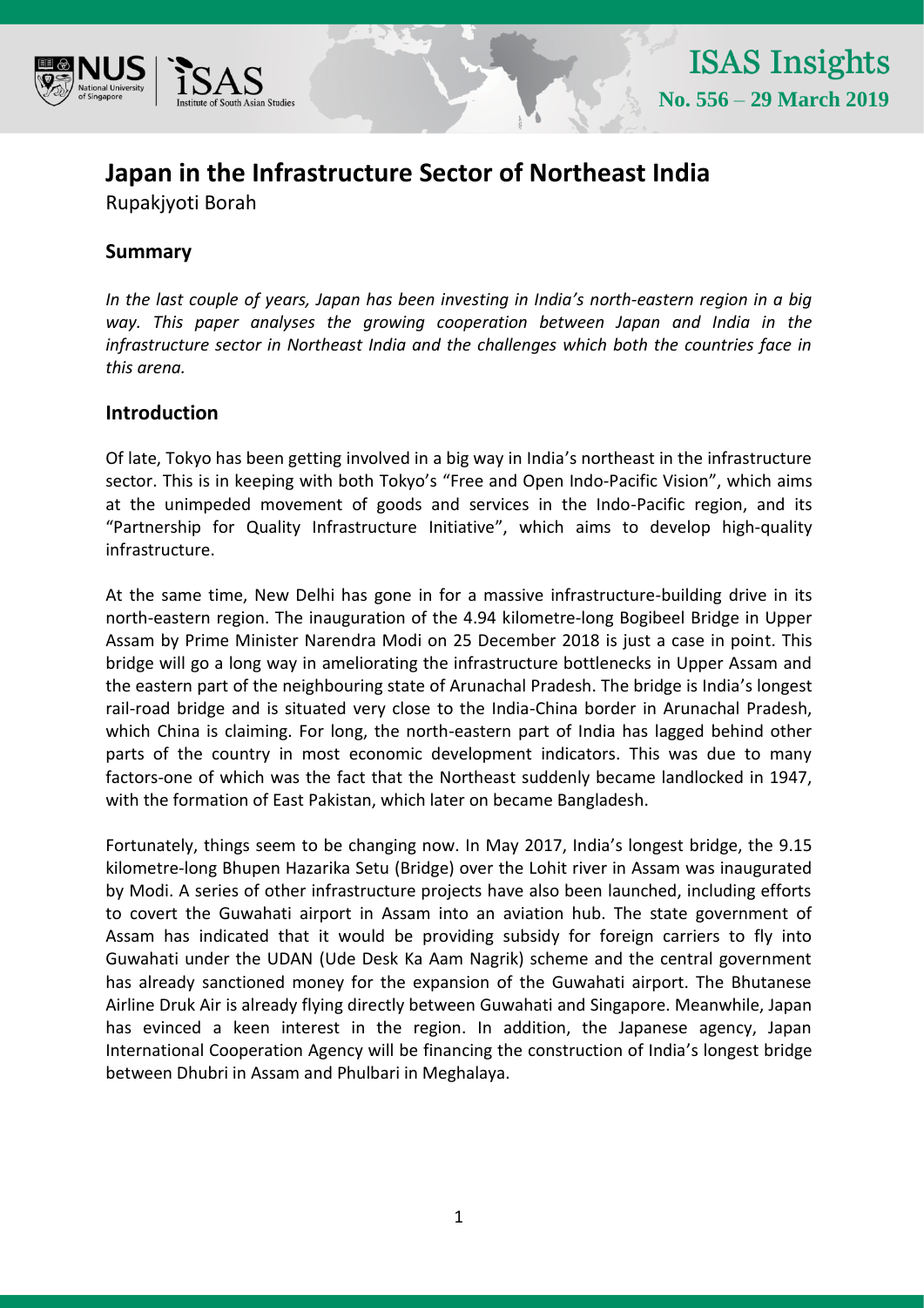# Japan in the Infrastructure Sector of Northeast India

Rupakjyoti Borah

## Summary

*In the last couple of years, Japan has been investing in India's north-eastern region in a big way. This paper analyses the growing cooperation between Japan and India in the infrastructure sector in Northeast India and the challenges which both the countries face in this arena.*

## Introduction

Of late, Tokyo has been getting involved in a big way in India's northeast in the infrastructure sector. This is in keeping with both Tokyo's "Free and Open Indo-Pacific Vision", which aims at the unimpeded movement of goods and services in the Indo-Pacific region, and its "Partnership for Quality Infrastructure Initiative", which aims to develop high-quality infrastructure.

At the same time, New Delhi has gone in for a massive infrastructure-building drive in its north-eastern region. The inauguration of the 4.94 kilometre-long Bogibeel Bridge in Upper Assam by Prime Minister Narendra Modi on 25 December 2018 is just a case in point. This bridge will go a long way in ameliorating the infrastructure bottlenecks in Upper Assam and the eastern part of the neighbouring state of Arunachal Pradesh. The bridge is India's longest rail-road bridge and is situated very close to the India-China border in Arunachal Pradesh, which China is claiming. For long, the north-eastern part of India has lagged behind other parts of the country in most economic development indicators. This was due to many factors-one of which was the fact that the Northeast suddenly became landlocked in 1947, with the formation of East Pakistan, which later on became Bangladesh.

Fortunately, things seem to be changing now. In May 2017, India's longest bridge, the 9.15 kilometre-long Bhupen Hazarika Setu (Bridge) over the Lohit river in Assam was inaugurated by Modi. A series of other infrastructure projects have also been launched, including efforts to covert the Guwahati airport in Assam into an aviation hub. The state government of Assam has indicated that it would be providing subsidy for foreign carriers to fly into Guwahati under the UDAN (Ude Desk Ka Aam Nagrik) scheme and the central government has already sanctioned money for the expansion of the Guwahati airport. The Bhutanese Airline Druk Air is already flying directly between Guwahati and Singapore. Meanwhile, Japan has evinced a keen interest in the region. In addition, the Japanese agency, Japan International Cooperation Agency will be financing the construction of India's longest bridge between Dhubri in Assam and Phulbari in Meghalaya.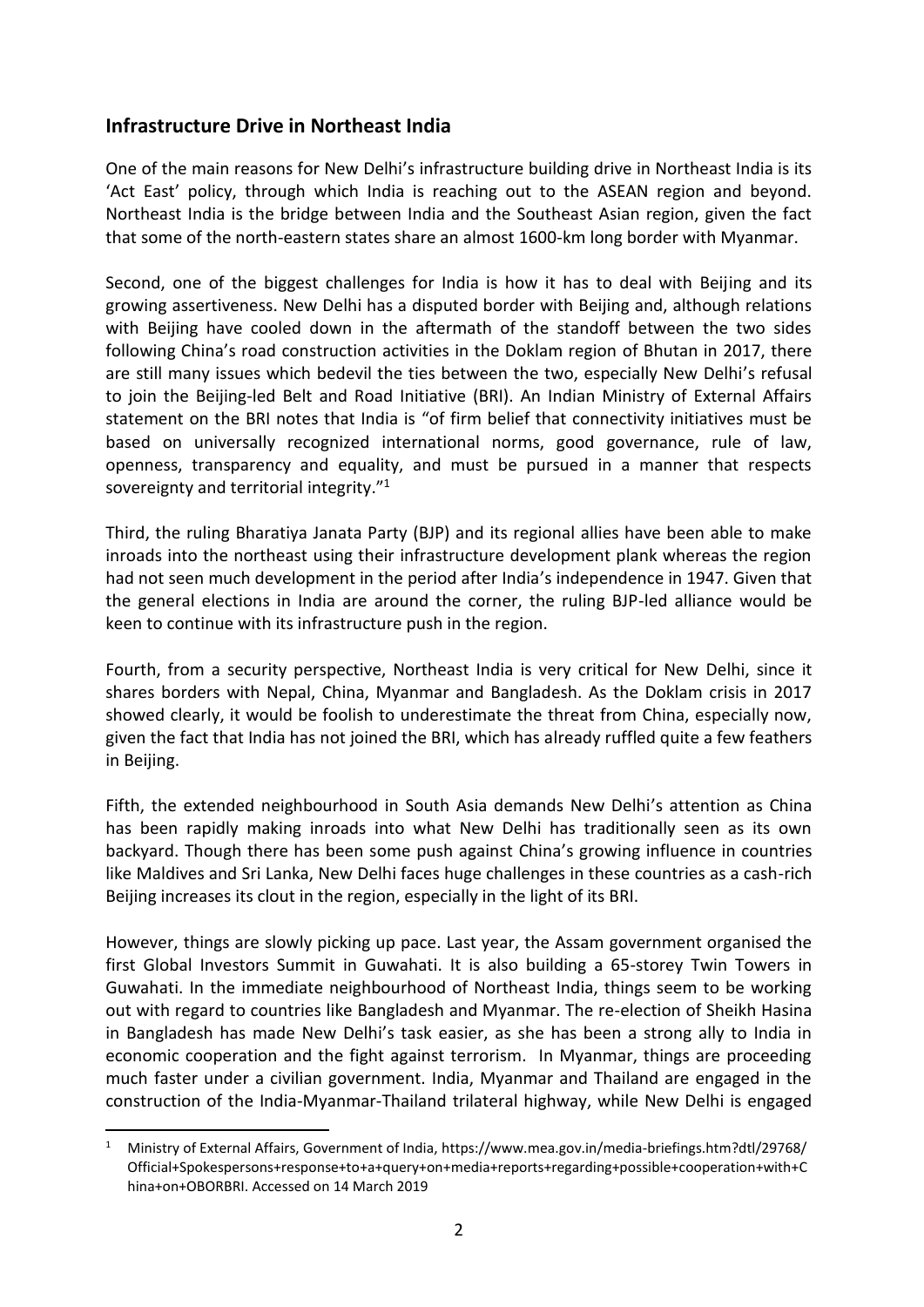## Infrastructure Drive in Northeast India

One of the main reasons for New Delhi's infrastructure building drive in Northeast India is its 'Act East' policy, through which India is reaching out to the ASEAN region and beyond. Northeast India is the bridge between India and the Southeast Asian region, given the fact that some of the north-eastern states share an almost 1600-km long border with Myanmar.

Second, one of the biggest challenges for India is how it has to deal with Beijing and its growing assertiveness. New Delhi has a disputed border with Beijing and, although relations with Beijing have cooled down in the aftermath of the standoff between the two sides following China's road construction activities in the Doklam region of Bhutan in 2017, there are still many issues which bedevil the ties between the two, especially New Delhi's refusal to join the Beijing-led Belt and Road Initiative (BRI). An Indian Ministry of External Affairs statement on the BRI notes that India is "of firm belief that connectivity initiatives must be based on universally recognized international norms, good governance, rule of law, openness, transparency and equality, and must be pursued in a manner that respects sovereignty and territorial integrity."[1]

Third, the ruling Bharatiya Janata Party (BJP) and its regional allies have been able to make inroads into the northeast using their infrastructure development plank whereas the region had not seen much development in the period after India's independence in 1947. Given that the general elections in India are around the corner, the ruling BJP-led alliance would be keen to continue with its infrastructure push in the region.

Fourth, from a security perspective, Northeast India is very critical for New Delhi, since it shares borders with Nepal, China, Myanmar and Bangladesh. As the Doklam crisis in 2017 showed clearly, it would be foolish to underestimate the threat from China, especially now, given the fact that India has not joined the BRI, which has already ruffled quite a few feathers in Beijing.

Fifth, the extended neighbourhood in South Asia demands New Delhi's attention as China has been rapidly making inroads into what New Delhi has traditionally seen as its own backyard. Though there has been some push against China's growing influence in countries like Maldives and Sri Lanka, New Delhi faces huge challenges in these countries as a cash-rich Beijing increases its clout in the region, especially in the light of its BRI.

However, things are slowly picking up pace. Last year, the Assam government organised the first Global Investors Summit in Guwahati. It is also building a 65-storey Twin Towers in Guwahati. In the immediate neighbourhood of Northeast India, things seem to be working out with regard to countries like Bangladesh and Myanmar. The re-election of Sheikh Hasina in Bangladesh has made New Delhi's task easier, as she has been a strong ally to India in economic cooperation and the fight against terrorism. In Myanmar, things are proceeding much faster under a civilian government. India, Myanmar and Thailand are engaged in the construction of the India-Myanmar-Thailand trilateral highway, while New Delhi is engaged

---

[1] Ministry of External Affairs, Government of India, https://www.mea.gov.in/media-briefings.htm?dtl/29768/Official+Spokespersons+response+to+a+query+on+media+reports+regarding+possible+cooperation+with+China+on+OBORBRI. Accessed on 14 March 2019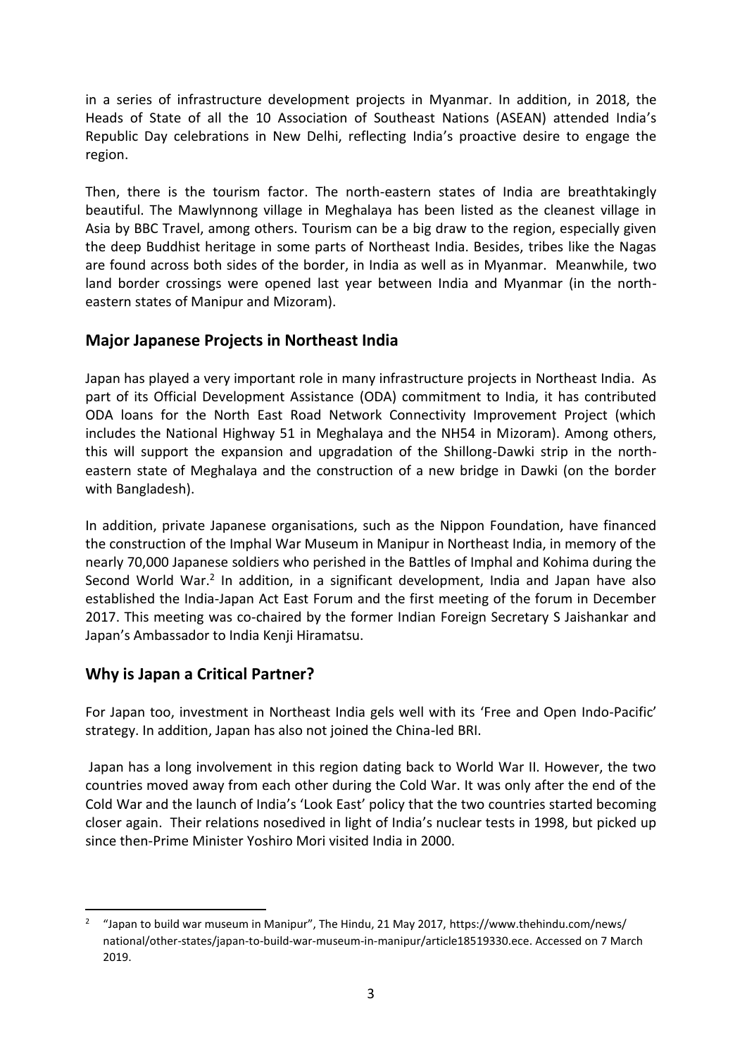in a series of infrastructure development projects in Myanmar. In addition, in 2018, the Heads of State of all the 10 Association of Southeast Nations (ASEAN) attended India's Republic Day celebrations in New Delhi, reflecting India's proactive desire to engage the region.

Then, there is the tourism factor. The north-eastern states of India are breathtakingly beautiful. The Mawlynnong village in Meghalaya has been listed as the cleanest village in Asia by BBC Travel, among others. Tourism can be a big draw to the region, especially given the deep Buddhist heritage in some parts of Northeast India. Besides, tribes like the Nagas are found across both sides of the border, in India as well as in Myanmar. Meanwhile, two land border crossings were opened last year between India and Myanmar (in the north-eastern states of Manipur and Mizoram).

## Major Japanese Projects in Northeast India

Japan has played a very important role in many infrastructure projects in Northeast India. As part of its Official Development Assistance (ODA) commitment to India, it has contributed ODA loans for the North East Road Network Connectivity Improvement Project (which includes the National Highway 51 in Meghalaya and the NH54 in Mizoram). Among others, this will support the expansion and upgradation of the Shillong-Dawki strip in the north-eastern state of Meghalaya and the construction of a new bridge in Dawki (on the border with Bangladesh).

In addition, private Japanese organisations, such as the Nippon Foundation, have financed the construction of the Imphal War Museum in Manipur in Northeast India, in memory of the nearly 70,000 Japanese soldiers who perished in the Battles of Imphal and Kohima during the Second World War.[2] In addition, in a significant development, India and Japan have also established the India-Japan Act East Forum and the first meeting of the forum in December 2017. This meeting was co-chaired by the former Indian Foreign Secretary S Jaishankar and Japan's Ambassador to India Kenji Hiramatsu.

## Why is Japan a Critical Partner?

For Japan too, investment in Northeast India gels well with its 'Free and Open Indo-Pacific' strategy. In addition, Japan has also not joined the China-led BRI.

Japan has a long involvement in this region dating back to World War II. However, the two countries moved away from each other during the Cold War. It was only after the end of the Cold War and the launch of India's 'Look East' policy that the two countries started becoming closer again. Their relations nosedived in light of India's nuclear tests in 1998, but picked up since then-Prime Minister Yoshiro Mori visited India in 2000.

---

[2] "Japan to build war museum in Manipur", The Hindu, 21 May 2017, https://www.thehindu.com/news/national/other-states/japan-to-build-war-museum-in-manipur/article18519330.ece. Accessed on 7 March 2019.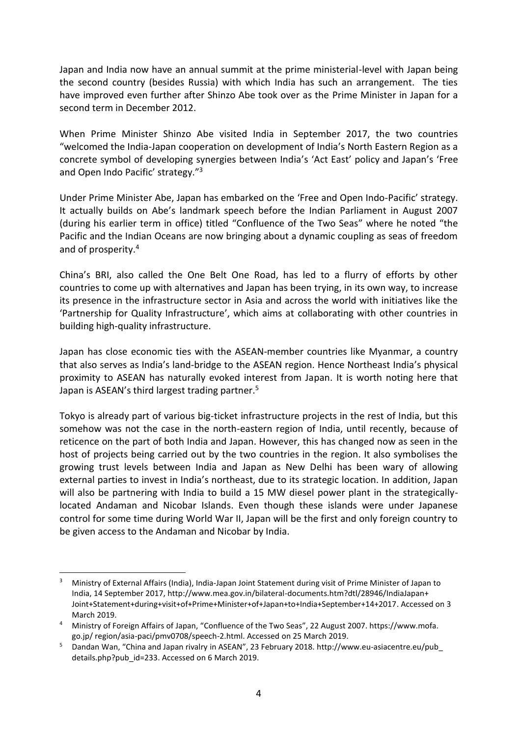Japan and India now have an annual summit at the prime ministerial-level with Japan being the second country (besides Russia) with which India has such an arrangement. The ties have improved even further after Shinzo Abe took over as the Prime Minister in Japan for a second term in December 2012.

When Prime Minister Shinzo Abe visited India in September 2017, the two countries "welcomed the India-Japan cooperation on development of India's North Eastern Region as a concrete symbol of developing synergies between India's 'Act East' policy and Japan's 'Free and Open Indo Pacific' strategy."[3]

Under Prime Minister Abe, Japan has embarked on the 'Free and Open Indo-Pacific' strategy. It actually builds on Abe's landmark speech before the Indian Parliament in August 2007 (during his earlier term in office) titled "Confluence of the Two Seas" where he noted "the Pacific and the Indian Oceans are now bringing about a dynamic coupling as seas of freedom and of prosperity.[4]

China's BRI, also called the One Belt One Road, has led to a flurry of efforts by other countries to come up with alternatives and Japan has been trying, in its own way, to increase its presence in the infrastructure sector in Asia and across the world with initiatives like the 'Partnership for Quality Infrastructure', which aims at collaborating with other countries in building high-quality infrastructure.

Japan has close economic ties with the ASEAN-member countries like Myanmar, a country that also serves as India's land-bridge to the ASEAN region. Hence Northeast India's physical proximity to ASEAN has naturally evoked interest from Japan. It is worth noting here that Japan is ASEAN's third largest trading partner.[5]

Tokyo is already part of various big-ticket infrastructure projects in the rest of India, but this somehow was not the case in the north-eastern region of India, until recently, because of reticence on the part of both India and Japan. However, this has changed now as seen in the host of projects being carried out by the two countries in the region. It also symbolises the growing trust levels between India and Japan as New Delhi has been wary of allowing external parties to invest in India's northeast, due to its strategic location. In addition, Japan will also be partnering with India to build a 15 MW diesel power plant in the strategically-located Andaman and Nicobar Islands. Even though these islands were under Japanese control for some time during World War II, Japan will be the first and only foreign country to be given access to the Andaman and Nicobar by India.

---

[3] Ministry of External Affairs (India), India-Japan Joint Statement during visit of Prime Minister of Japan to India, 14 September 2017, http://www.mea.gov.in/bilateral-documents.htm?dtl/28946/IndiaJapan+Joint+Statement+during+visit+of+Prime+Minister+of+Japan+to+India+September+14+2017. Accessed on 3 March 2019.

[4] Ministry of Foreign Affairs of Japan, "Confluence of the Two Seas", 22 August 2007. https://www.mofa.go.jp/ region/asia-paci/pmv0708/speech-2.html. Accessed on 25 March 2019.

[5] Dandan Wan, "China and Japan rivalry in ASEAN", 23 February 2018. http://www.eu-asiacentre.eu/pub_details.php?pub_id=233. Accessed on 6 March 2019.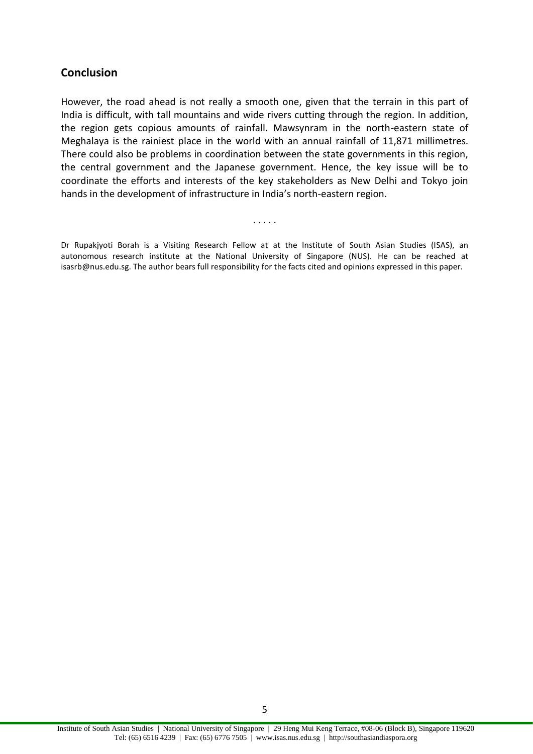## Conclusion

However, the road ahead is not really a smooth one, given that the terrain in this part of India is difficult, with tall mountains and wide rivers cutting through the region. In addition, the region gets copious amounts of rainfall. Mawsynram in the north-eastern state of Meghalaya is the rainiest place in the world with an annual rainfall of 11,871 millimetres. There could also be problems in coordination between the state governments in this region, the central government and the Japanese government. Hence, the key issue will be to coordinate the efforts and interests of the key stakeholders as New Delhi and Tokyo join hands in the development of infrastructure in India's north-eastern region.

. . . . .

Dr Rupakjyoti Borah is a Visiting Research Fellow at at the Institute of South Asian Studies (ISAS), an autonomous research institute at the National University of Singapore (NUS). He can be reached at isasrb@nus.edu.sg. The author bears full responsibility for the facts cited and opinions expressed in this paper.